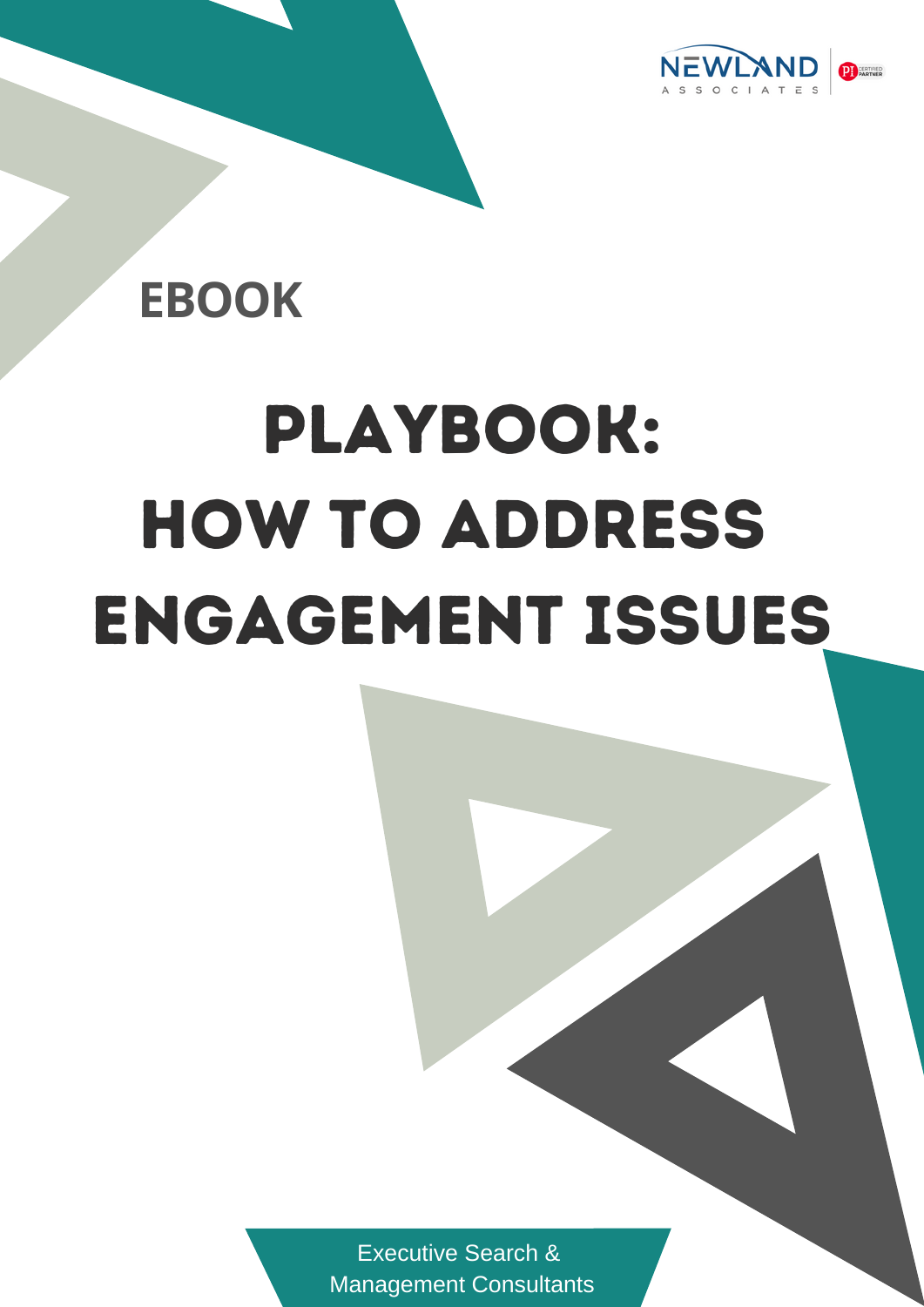NEWLAND ASSOCIATES

PI CERTIFIED PARTNER

**EBOOK**

# PLAYBOOK: HOW TO ADDRESS ENGAGEMENT ISSUES

Executive Search & Management Consultants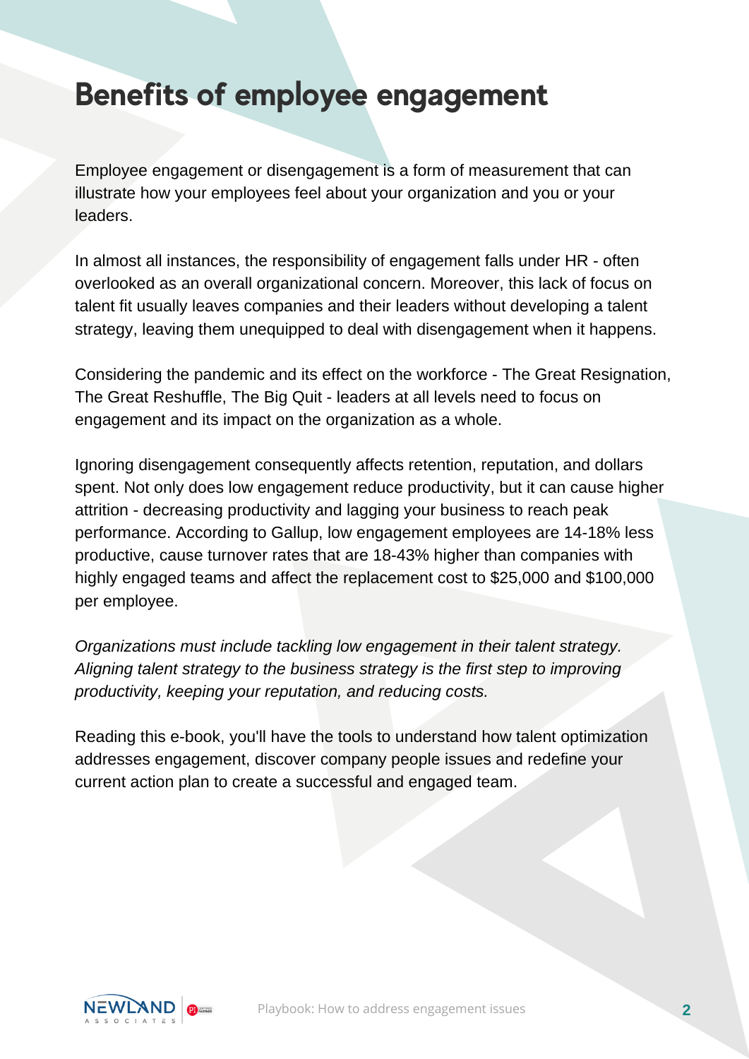# Benefits of employee engagement

Employee engagement or disengagement is a form of measurement that can illustrate how your employees feel about your organization and you or your leaders.

In almost all instances, the responsibility of engagement falls under HR - often overlooked as an overall organizational concern. Moreover, this lack of focus on talent fit usually leaves companies and their leaders without developing a talent strategy, leaving them unequipped to deal with disengagement when it happens.

Considering the pandemic and its effect on the workforce - The Great Resignation, The Great Reshuffle, The Big Quit - leaders at all levels need to focus on engagement and its impact on the organization as a whole.

Ignoring disengagement consequently affects retention, reputation, and dollars spent. Not only does low engagement reduce productivity, but it can cause higher attrition - decreasing productivity and lagging your business to reach peak performance. According to Gallup, low engagement employees are 14-18% less productive, cause turnover rates that are 18-43% higher than companies with highly engaged teams and affect the replacement cost to $25,000 and $100,000 per employee.

*Organizations must include tackling low engagement in their talent strategy. Aligning talent strategy to the business strategy is the first step to improving productivity, keeping your reputation, and reducing costs.*

Reading this e-book, you'll have the tools to understand how talent optimization addresses engagement, discover company people issues and redefine your current action plan to create a successful and engaged team.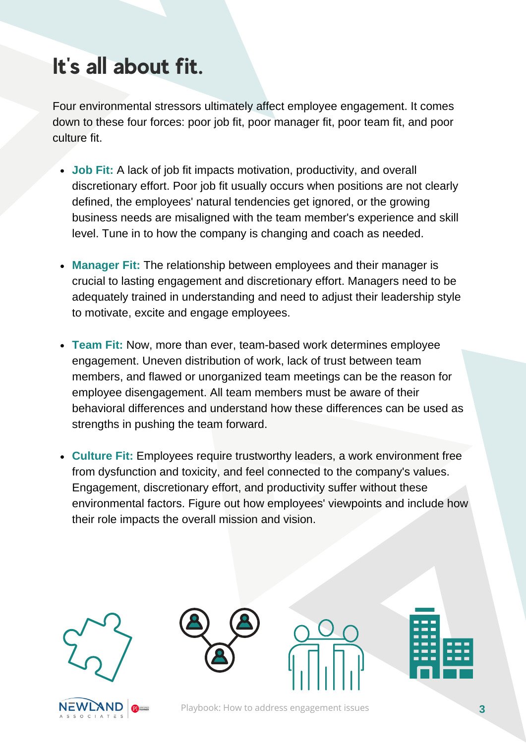# It's all about fit.

Four environmental stressors ultimately affect employee engagement. It comes down to these four forces: poor job fit, poor manager fit, poor team fit, and poor culture fit.

- **Job Fit:** A lack of job fit impacts motivation, productivity, and overall discretionary effort. Poor job fit usually occurs when positions are not clearly defined, the employees' natural tendencies get ignored, or the growing business needs are misaligned with the team member's experience and skill level. Tune in to how the company is changing and coach as needed.
- **Manager Fit:** The relationship between employees and their manager is crucial to lasting engagement and discretionary effort. Managers need to be adequately trained in understanding and need to adjust their leadership style to motivate, excite and engage employees.
- **Team Fit:** Now, more than ever, team-based work determines employee engagement. Uneven distribution of work, lack of trust between team members, and flawed or unorganized team meetings can be the reason for employee disengagement. All team members must be aware of their behavioral differences and understand how these differences can be used as strengths in pushing the team forward.
- **Culture Fit:** Employees require trustworthy leaders, a work environment free from dysfunction and toxicity, and feel connected to the company's values. Engagement, discretionary effort, and productivity suffer without these environmental factors. Figure out how employees' viewpoints and include how their role impacts the overall mission and vision.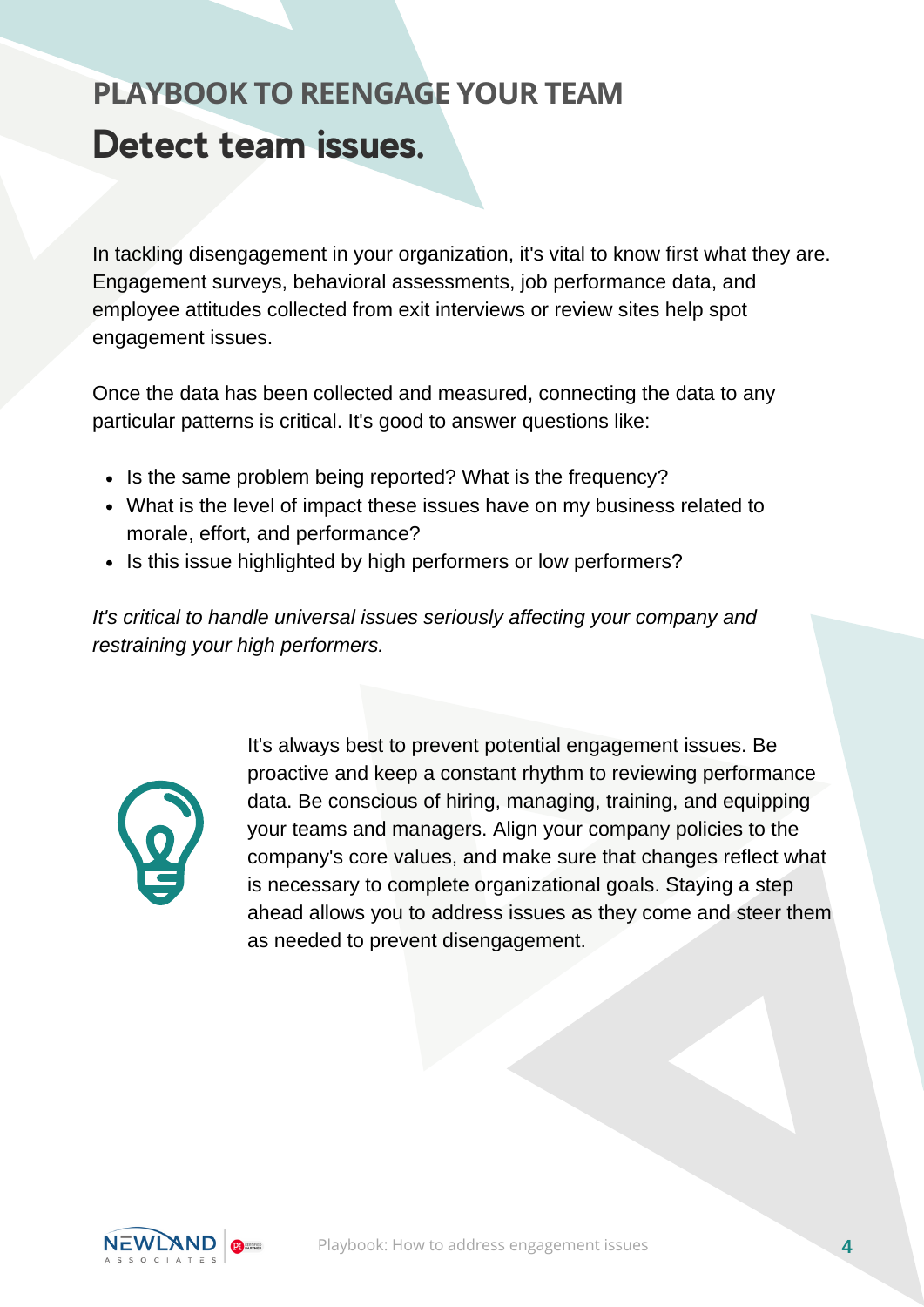## PLAYBOOK TO REENGAGE YOUR TEAM

# Detect team issues.

In tackling disengagement in your organization, it's vital to know first what they are. Engagement surveys, behavioral assessments, job performance data, and employee attitudes collected from exit interviews or review sites help spot engagement issues.

Once the data has been collected and measured, connecting the data to any particular patterns is critical. It's good to answer questions like:

- Is the same problem being reported? What is the frequency?
- What is the level of impact these issues have on my business related to morale, effort, and performance?
- Is this issue highlighted by high performers or low performers?

*It's critical to handle universal issues seriously affecting your company and restraining your high performers.*

It's always best to prevent potential engagement issues. Be proactive and keep a constant rhythm to reviewing performance data. Be conscious of hiring, managing, training, and equipping your teams and managers. Align your company policies to the company's core values, and make sure that changes reflect what is necessary to complete organizational goals. Staying a step ahead allows you to address issues as they come and steer them as needed to prevent disengagement.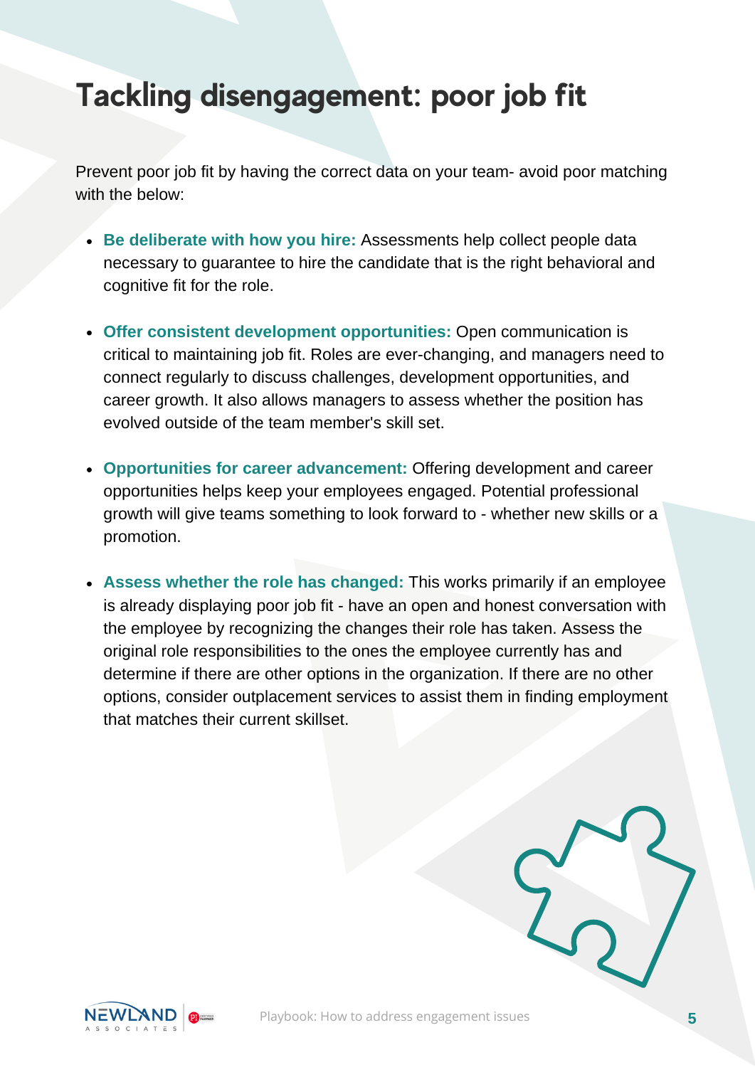# Tackling disengagement: poor job fit

Prevent poor job fit by having the correct data on your team- avoid poor matching with the below:

- **Be deliberate with how you hire:** Assessments help collect people data necessary to guarantee to hire the candidate that is the right behavioral and cognitive fit for the role.
- **Offer consistent development opportunities:** Open communication is critical to maintaining job fit. Roles are ever-changing, and managers need to connect regularly to discuss challenges, development opportunities, and career growth. It also allows managers to assess whether the position has evolved outside of the team member's skill set.
- **Opportunities for career advancement:** Offering development and career opportunities helps keep your employees engaged. Potential professional growth will give teams something to look forward to - whether new skills or a promotion.
- **Assess whether the role has changed:** This works primarily if an employee is already displaying poor job fit - have an open and honest conversation with the employee by recognizing the changes their role has taken. Assess the original role responsibilities to the ones the employee currently has and determine if there are other options in the organization. If there are no other options, consider outplacement services to assist them in finding employment that matches their current skillset.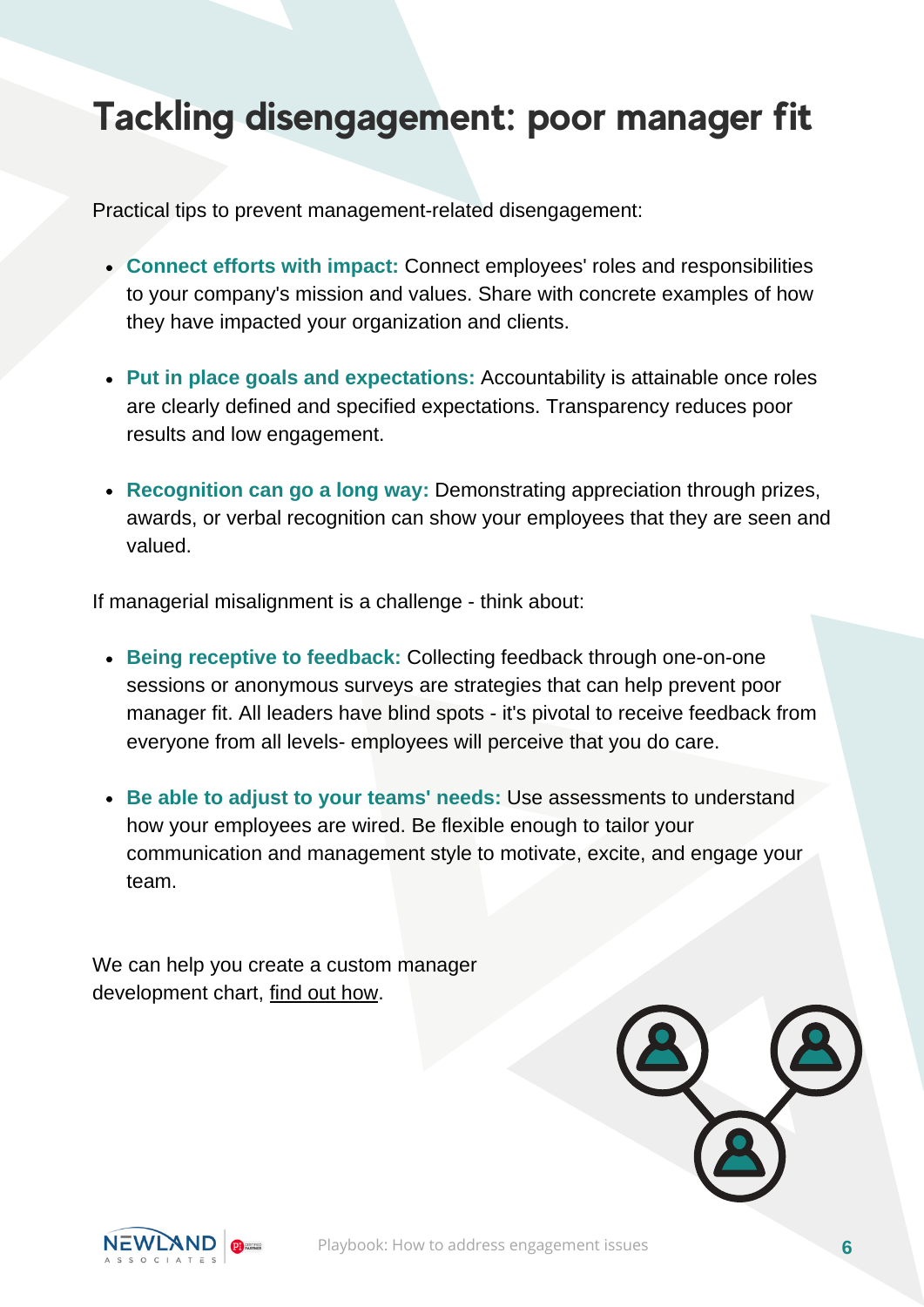# Tackling disengagement: poor manager fit

Practical tips to prevent management-related disengagement:

- **Connect efforts with impact:** Connect employees' roles and responsibilities to your company's mission and values. Share with concrete examples of how they have impacted your organization and clients.
- **Put in place goals and expectations:** Accountability is attainable once roles are clearly defined and specified expectations. Transparency reduces poor results and low engagement.
- **Recognition can go a long way:** Demonstrating appreciation through prizes, awards, or verbal recognition can show your employees that they are seen and valued.

If managerial misalignment is a challenge - think about:

- **Being receptive to feedback:** Collecting feedback through one-on-one sessions or anonymous surveys are strategies that can help prevent poor manager fit. All leaders have blind spots - it's pivotal to receive feedback from everyone from all levels- employees will perceive that you do care.
- **Be able to adjust to your teams' needs:** Use assessments to understand how your employees are wired. Be flexible enough to tailor your communication and management style to motivate, excite, and engage your team.

We can help you create a custom manager development chart, find out how.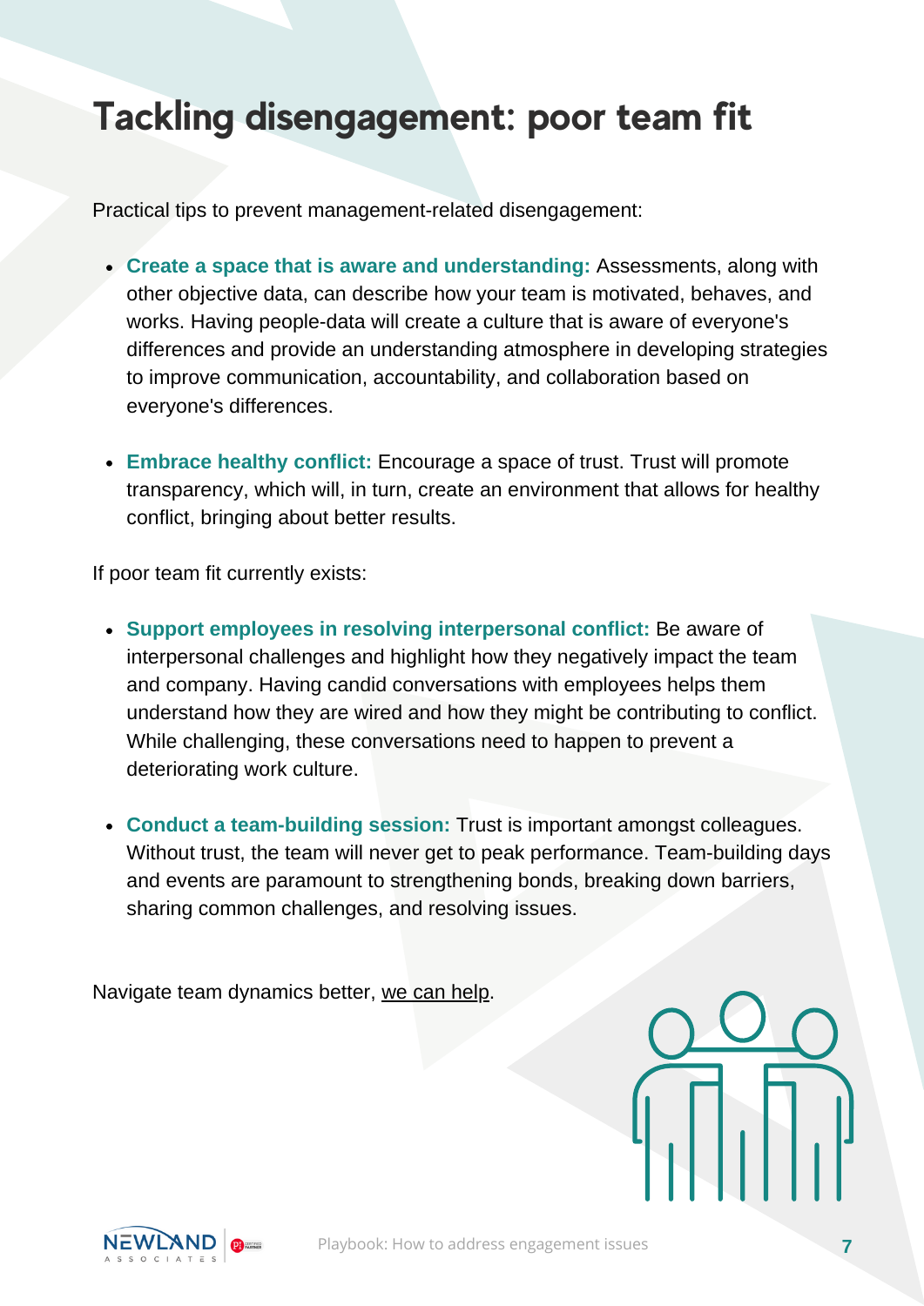# Tackling disengagement: poor team fit

Practical tips to prevent management-related disengagement:

- **Create a space that is aware and understanding:** Assessments, along with other objective data, can describe how your team is motivated, behaves, and works. Having people-data will create a culture that is aware of everyone's differences and provide an understanding atmosphere in developing strategies to improve communication, accountability, and collaboration based on everyone's differences.

- **Embrace healthy conflict:** Encourage a space of trust. Trust will promote transparency, which will, in turn, create an environment that allows for healthy conflict, bringing about better results.

If poor team fit currently exists:

- **Support employees in resolving interpersonal conflict:** Be aware of interpersonal challenges and highlight how they negatively impact the team and company. Having candid conversations with employees helps them understand how they are wired and how they might be contributing to conflict. While challenging, these conversations need to happen to prevent a deteriorating work culture.

- **Conduct a team-building session:** Trust is important amongst colleagues. Without trust, the team will never get to peak performance. Team-building days and events are paramount to strengthening bonds, breaking down barriers, sharing common challenges, and resolving issues.

Navigate team dynamics better, we can help.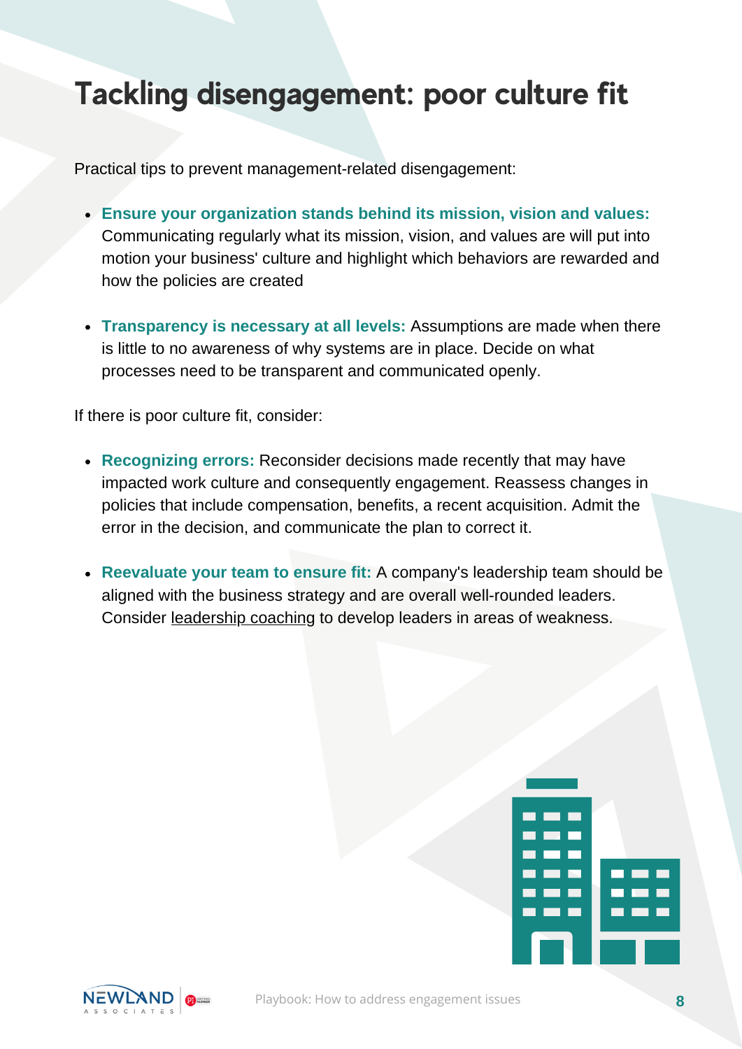# Tackling disengagement: poor culture fit

Practical tips to prevent management-related disengagement:

- **Ensure your organization stands behind its mission, vision and values:** Communicating regularly what its mission, vision, and values are will put into motion your business' culture and highlight which behaviors are rewarded and how the policies are created
- **Transparency is necessary at all levels:** Assumptions are made when there is little to no awareness of why systems are in place. Decide on what processes need to be transparent and communicated openly.

If there is poor culture fit, consider:

- **Recognizing errors:** Reconsider decisions made recently that may have impacted work culture and consequently engagement. Reassess changes in policies that include compensation, benefits, a recent acquisition. Admit the error in the decision, and communicate the plan to correct it.
- **Reevaluate your team to ensure fit:** A company's leadership team should be aligned with the business strategy and are overall well-rounded leaders. Consider leadership coaching to develop leaders in areas of weakness.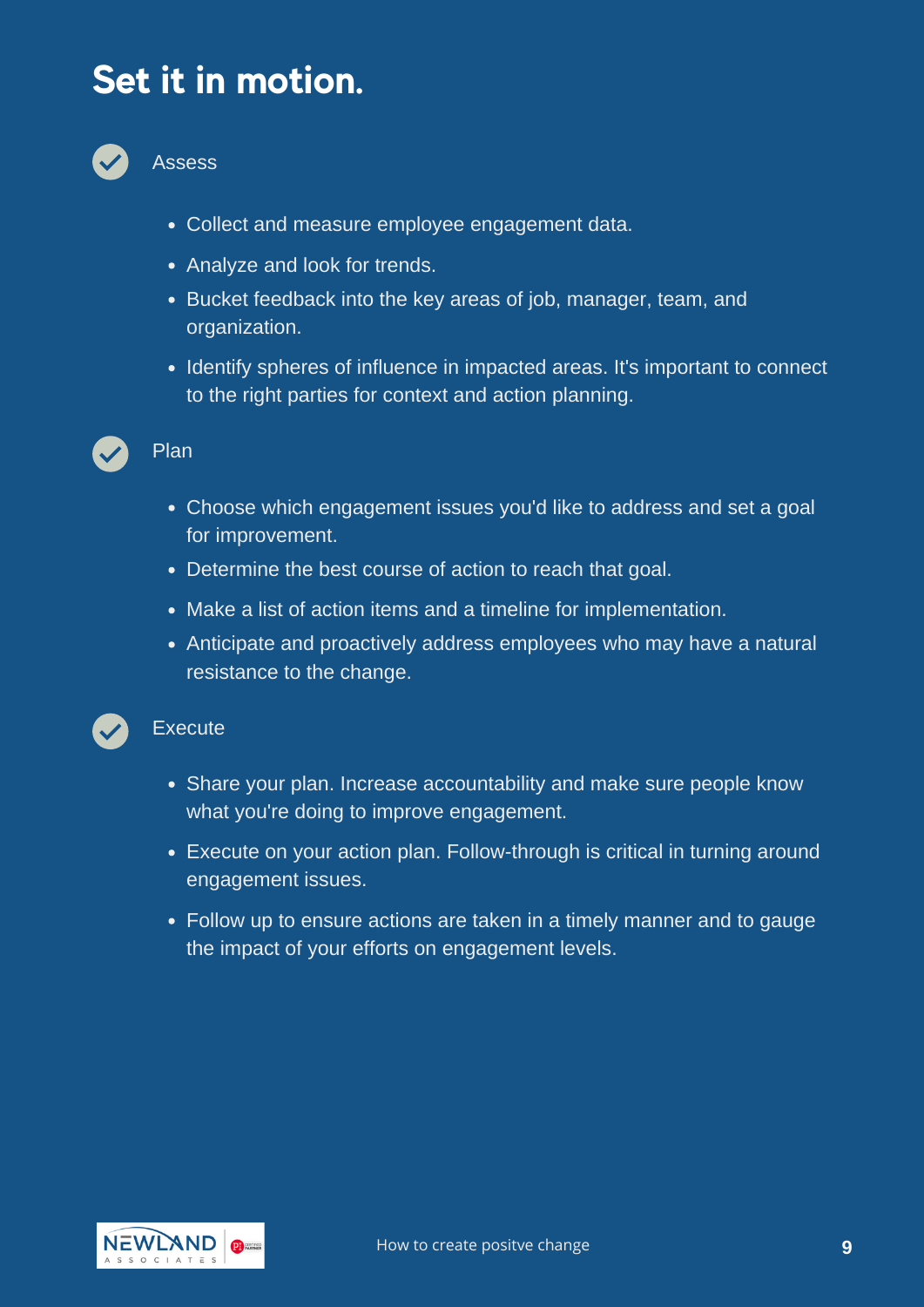# Set it in motion.

## Assess

- Collect and measure employee engagement data.
- Analyze and look for trends.
- Bucket feedback into the key areas of job, manager, team, and organization.
- Identify spheres of influence in impacted areas. It's important to connect to the right parties for context and action planning.

## Plan

- Choose which engagement issues you'd like to address and set a goal for improvement.
- Determine the best course of action to reach that goal.
- Make a list of action items and a timeline for implementation.
- Anticipate and proactively address employees who may have a natural resistance to the change.

## Execute

- Share your plan. Increase accountability and make sure people know what you're doing to improve engagement.
- Execute on your action plan. Follow-through is critical in turning around engagement issues.
- Follow up to ensure actions are taken in a timely manner and to gauge the impact of your efforts on engagement levels.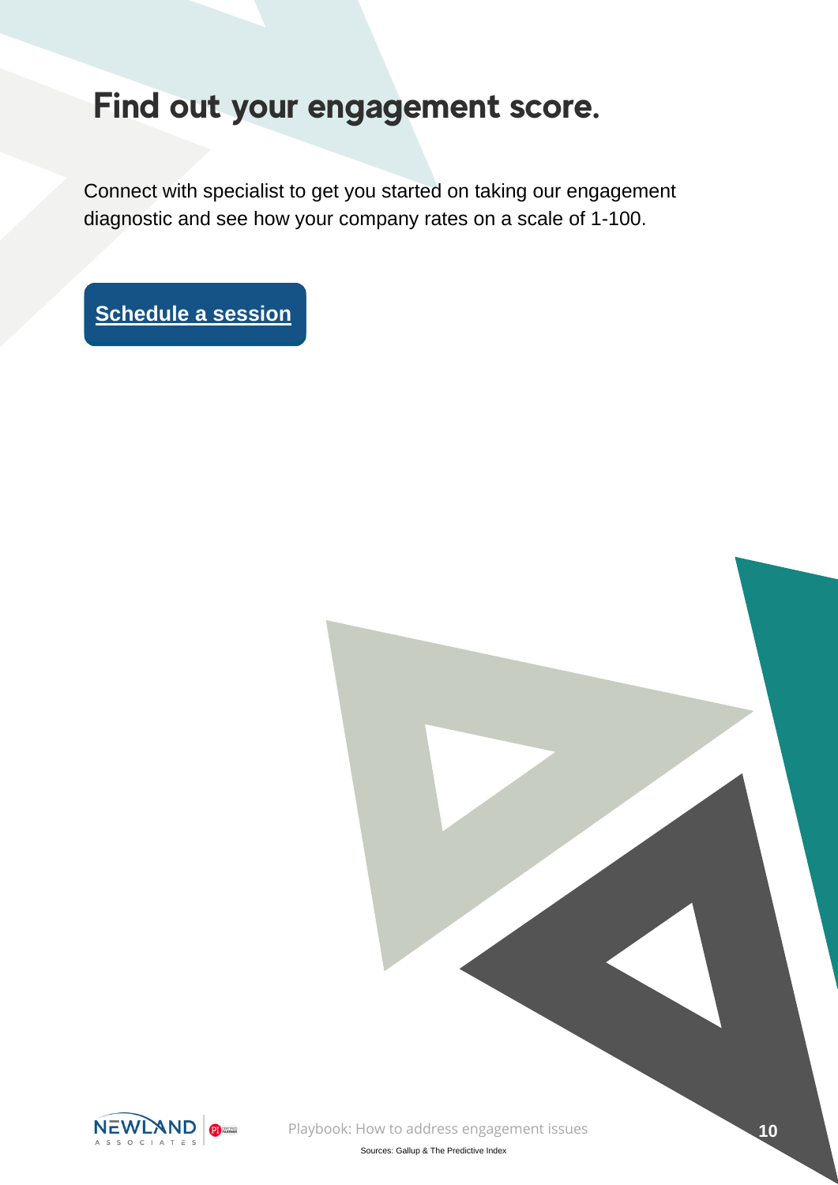# Find out your engagement score.

Connect with specialist to get you started on taking our engagement diagnostic and see how your company rates on a scale of 1-100.

**Schedule a session**

Sources: Gallup & The Predictive Index